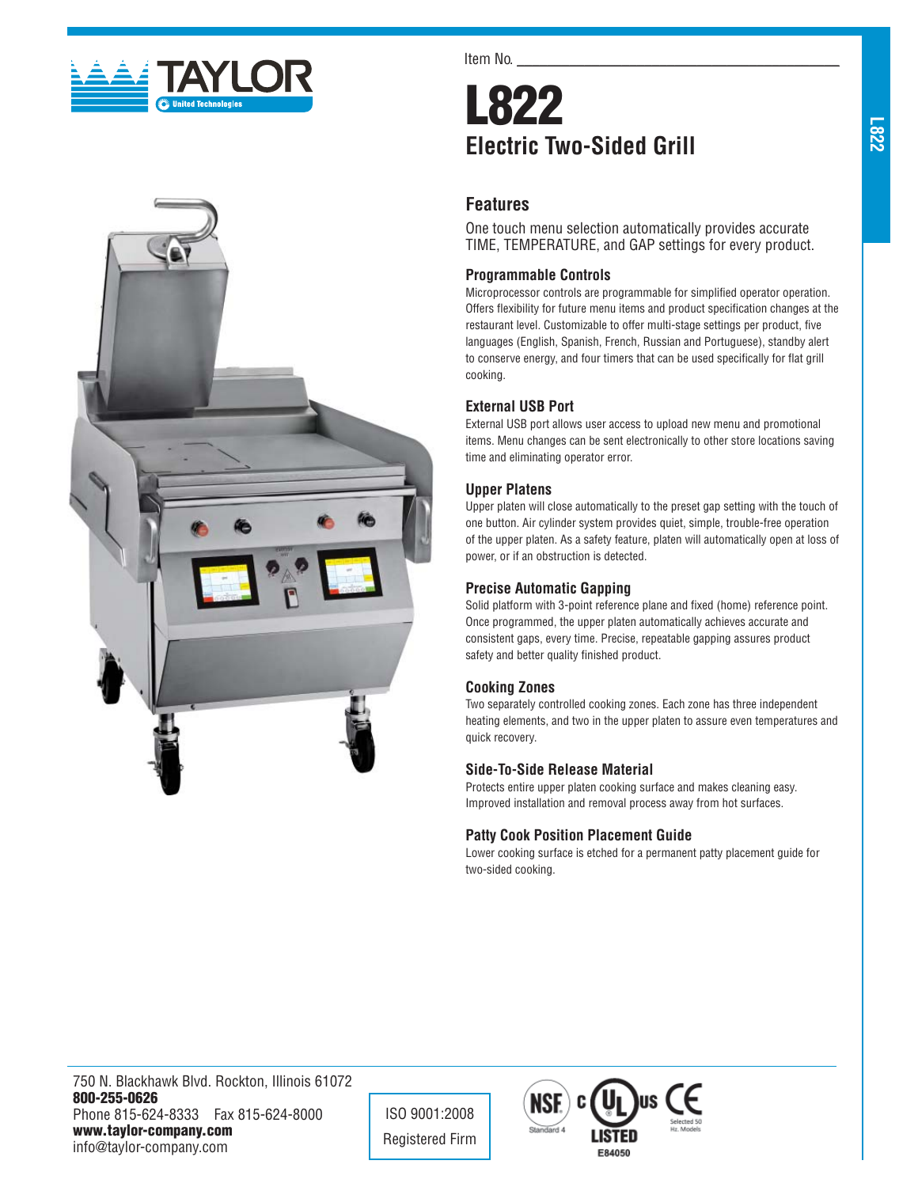Item No. ___________________________________

# L822

## Electric Two-Sided Grill

### Features

One touch menu selection automatically provides accurate TIME, TEMPERATURE, and GAP settings for every product.

#### Programmable Controls

Microprocessor controls are programmable for simplified operator operation. Offers flexibility for future menu items and product specification changes at the restaurant level. Customizable to offer multi-stage settings per product, five languages (English, Spanish, French, Russian and Portuguese), standby alert to conserve energy, and four timers that can be used specifically for flat grill cooking.

#### External USB Port

External USB port allows user access to upload new menu and promotional items. Menu changes can be sent electronically to other store locations saving time and eliminating operator error.

#### Upper Platens

Upper platen will close automatically to the preset gap setting with the touch of one button. Air cylinder system provides quiet, simple, trouble-free operation of the upper platen. As a safety feature, platen will automatically open at loss of power, or if an obstruction is detected.

#### Precise Automatic Gapping

Solid platform with 3-point reference plane and fixed (home) reference point. Once programmed, the upper platen automatically achieves accurate and consistent gaps, every time. Precise, repeatable gapping assures product safety and better quality finished product.

#### Cooking Zones

Two separately controlled cooking zones. Each zone has three independent heating elements, and two in the upper platen to assure even temperatures and quick recovery.

#### Side-To-Side Release Material

Protects entire upper platen cooking surface and makes cleaning easy. Improved installation and removal process away from hot surfaces.

#### Patty Cook Position Placement Guide

Lower cooking surface is etched for a permanent patty placement guide for two-sided cooking.

---

750 N. Blackhawk Blvd. Rockton, Illinois 61072
**800-255-0626**
Phone 815-624-8333 Fax 815-624-8000
**www.taylor-company.com**
info@taylor-company.com

ISO 9001:2008
Registered Firm

NSF Standard 4 — c UL us LISTED E84050 — CE Selected 50 Hz. Models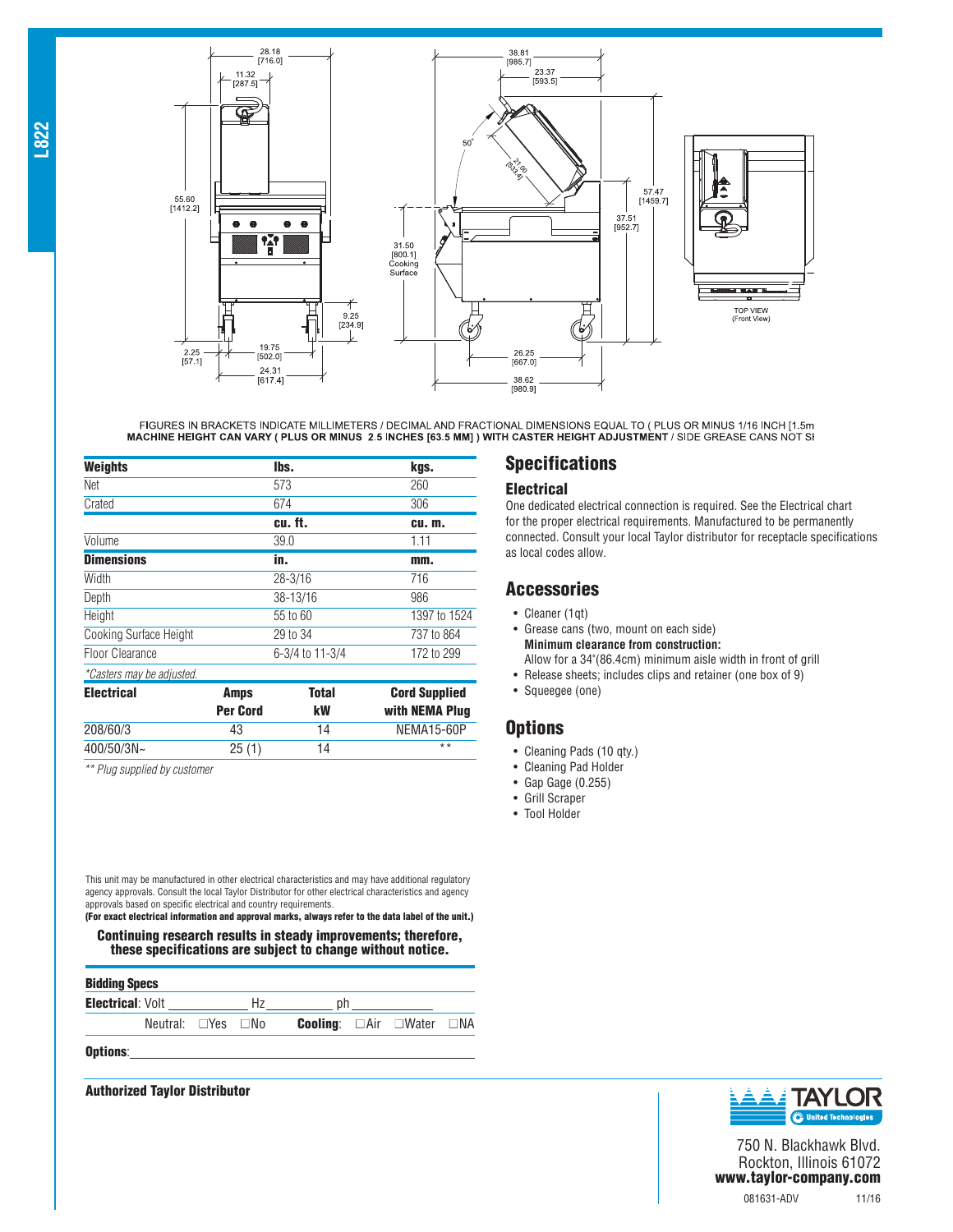FIGURES IN BRACKETS INDICATE MILLIMETERS / DECIMAL AND FRACTIONAL DIMENSIONS EQUAL TO ( PLUS OR MINUS 1/16 INCH [1.5m
MACHINE HEIGHT CAN VARY ( PLUS OR MINUS 2.5 INCHES [63.5 MM] ) WITH CASTER HEIGHT ADJUSTMENT / SIDE GREASE CANS NOT SI

| **Weights** | **lbs.** | **kgs.** |
|---|---|---|
| Net | 573 | 260 |
| Crated | 674 | 306 |
| | **cu. ft.** | **cu. m.** |
| Volume | 39.0 | 1.11 |
| **Dimensions** | **in.** | **mm.** |
| Width | 28-3/16 | 716 |
| Depth | 38-13/16 | 986 |
| Height | 55 to 60 | 1397 to 1524 |
| Cooking Surface Height | 29 to 34 | 737 to 864 |
| Floor Clearance | 6-3/4 to 11-3/4 | 172 to 299 |

*\*Casters may be adjusted.*

| **Electrical** | **Amps Per Cord** | **Total kW** | **Cord Supplied with NEMA Plug** |
|---|---|---|---|
| 208/60/3 | 43 | 14 | NEMA15-60P |
| 400/50/3N~ | 25 (1) | 14 | ** |

*\*\* Plug supplied by customer*

This unit may be manufactured in other electrical characteristics and may have additional regulatory agency approvals. Consult the local Taylor Distributor for other electrical characteristics and agency approvals based on specific electrical and country requirements.
**(For exact electrical information and approval marks, always refer to the data label of the unit.)**

**Continuing research results in steady improvements; therefore, these specifications are subject to change without notice.**

**Bidding Specs**

**Electrical**: Volt ____________ Hz ____________ ph ____________

Neutral: ☐Yes ☐No **Cooling**: ☐Air ☐Water ☐NA

**Options**: ____________________________________________

**Authorized Taylor Distributor**

# Specifications

## Electrical

One dedicated electrical connection is required. See the Electrical chart for the proper electrical requirements. Manufactured to be permanently connected. Consult your local Taylor distributor for receptacle specifications as local codes allow.

## Accessories

- Cleaner (1qt)
- Grease cans (two, mount on each side)
  **Minimum clearance from construction:**
  Allow for a 34"(86.4cm) minimum aisle width in front of grill
- Release sheets; includes clips and retainer (one box of 9)
- Squeegee (one)

## Options

- Cleaning Pads (10 qty.)
- Cleaning Pad Holder
- Gap Gage (0.255)
- Grill Scraper
- Tool Holder

TAYLOR
United Technologies

750 N. Blackhawk Blvd.
Rockton, Illinois 61072
**www.taylor-company.com**

081631-ADV 11/16